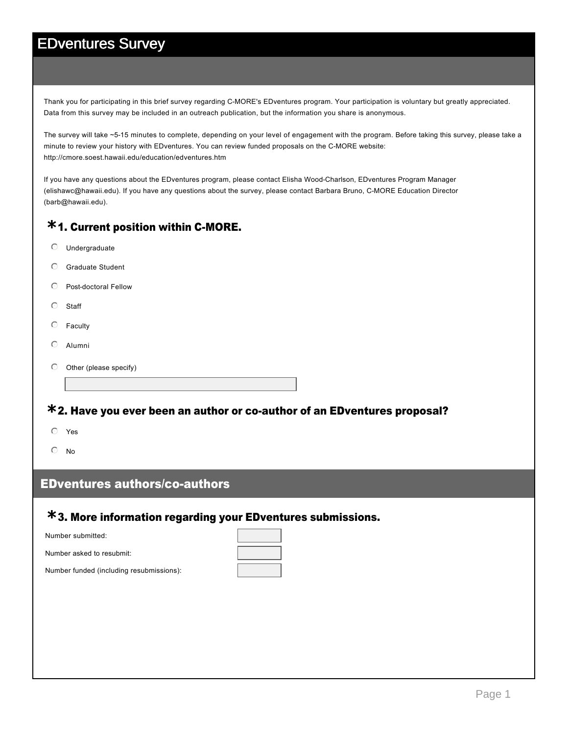# EDventures Survey

Thank you for participating in this brief survey regarding C-MORE's EDventures program. Your participation is voluntary but greatly appreciated. Data from this survey may be included in an outreach publication, but the information you share is anonymous.

The survey will take ~5-15 minutes to complete, depending on your level of engagement with the program. Before taking this survey, please take a minute to review your history with EDventures. You can review funded proposals on the C-MORE website: http://cmore.soest.hawaii.edu/education/edventures.htm

If you have any questions about the EDventures program, please contact Elisha Wood-Charlson, EDventures Program Manager (elishawc@hawaii.edu). If you have any questions about the survey, please contact Barbara Bruno, C-MORE Education Director (barb@hawaii.edu).

### *1. Current position within C-MORE.

- ○ Undergraduate
- ○ Graduate Student
- ○ Post-doctoral Fellow
- ○ Staff
- ○ Faculty
- ○ Alumni
- ○ Other (please specify)

### *2. Have you ever been an author or co-author of an EDventures proposal?

- ○ Yes
- ○ No

## EDventures authors/co-authors

### *3. More information regarding your EDventures submissions.

Number submitted:

Number asked to resubmit:

Number funded (including resubmissions):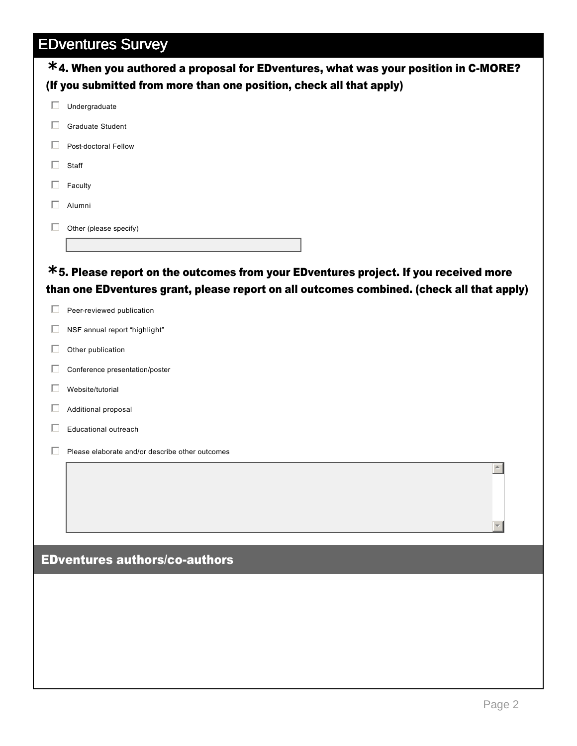# EDventures Survey

**\*4. When you authored a proposal for EDventures, what was your position in C-MORE? (If you submitted from more than one position, check all that apply)**

- [ ] Undergraduate
- [ ] Graduate Student
- [ ] Post-doctoral Fellow
- [ ] Staff
- [ ] Faculty
- [ ] Alumni
- [ ] Other (please specify)

**\*5. Please report on the outcomes from your EDventures project. If you received more than one EDventures grant, please report on all outcomes combined. (check all that apply)**

- [ ] Peer-reviewed publication
- [ ] NSF annual report "highlight"
- [ ] Other publication
- [ ] Conference presentation/poster
- [ ] Website/tutorial
- [ ] Additional proposal
- [ ] Educational outreach
- [ ] Please elaborate and/or describe other outcomes

## EDventures authors/co-authors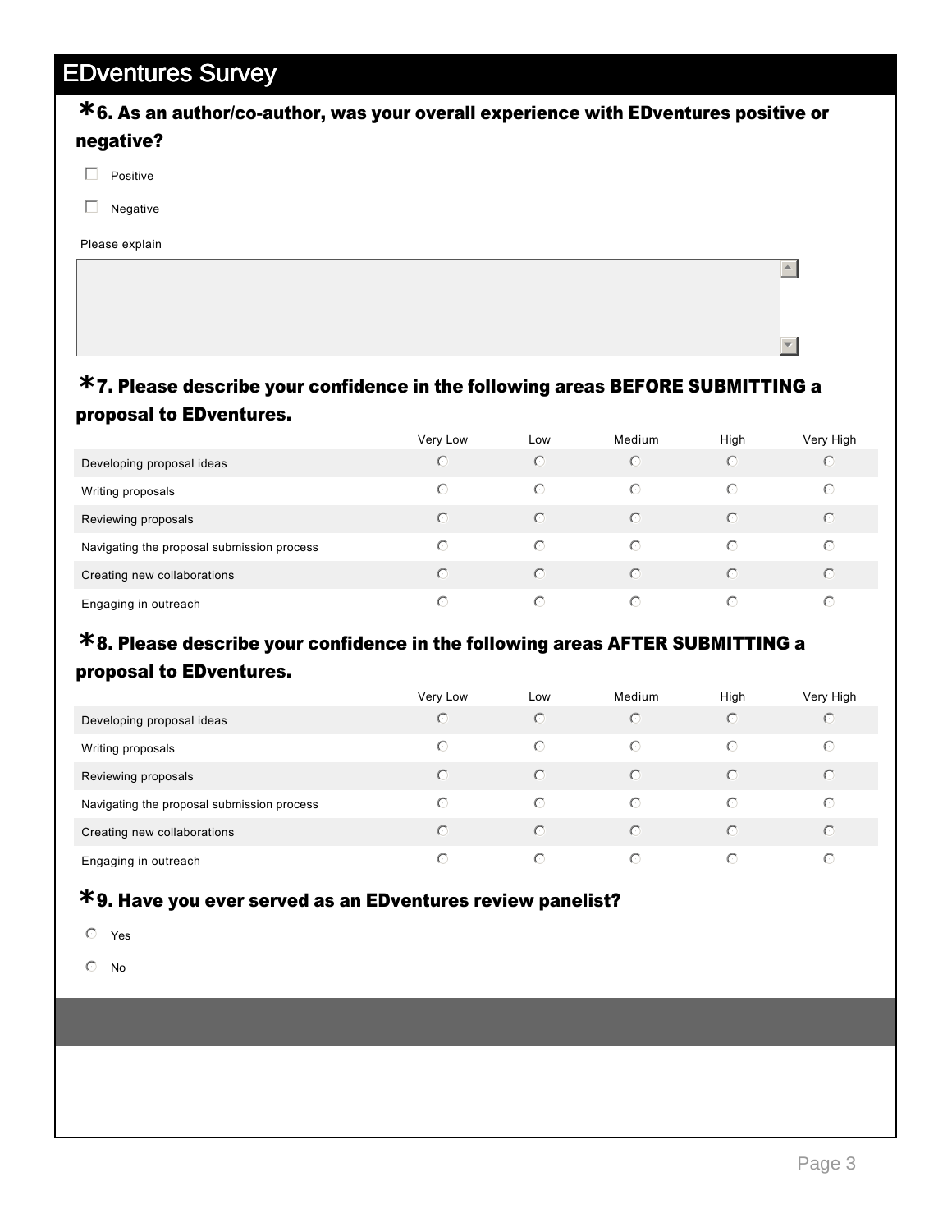# EDventures Survey

**\*6. As an author/co-author, was your overall experience with EDventures positive or negative?**

- ☐ Positive
- ☐ Negative

Please explain

**\*7. Please describe your confidence in the following areas BEFORE SUBMITTING a proposal to EDventures.**

| | Very Low | Low | Medium | High | Very High |
|---|---|---|---|---|---|
| Developing proposal ideas | ○ | ○ | ○ | ○ | ○ |
| Writing proposals | ○ | ○ | ○ | ○ | ○ |
| Reviewing proposals | ○ | ○ | ○ | ○ | ○ |
| Navigating the proposal submission process | ○ | ○ | ○ | ○ | ○ |
| Creating new collaborations | ○ | ○ | ○ | ○ | ○ |
| Engaging in outreach | ○ | ○ | ○ | ○ | ○ |

**\*8. Please describe your confidence in the following areas AFTER SUBMITTING a proposal to EDventures.**

| | Very Low | Low | Medium | High | Very High |
|---|---|---|---|---|---|
| Developing proposal ideas | ○ | ○ | ○ | ○ | ○ |
| Writing proposals | ○ | ○ | ○ | ○ | ○ |
| Reviewing proposals | ○ | ○ | ○ | ○ | ○ |
| Navigating the proposal submission process | ○ | ○ | ○ | ○ | ○ |
| Creating new collaborations | ○ | ○ | ○ | ○ | ○ |
| Engaging in outreach | ○ | ○ | ○ | ○ | ○ |

**\*9. Have you ever served as an EDventures review panelist?**

- ○ Yes
- ○ No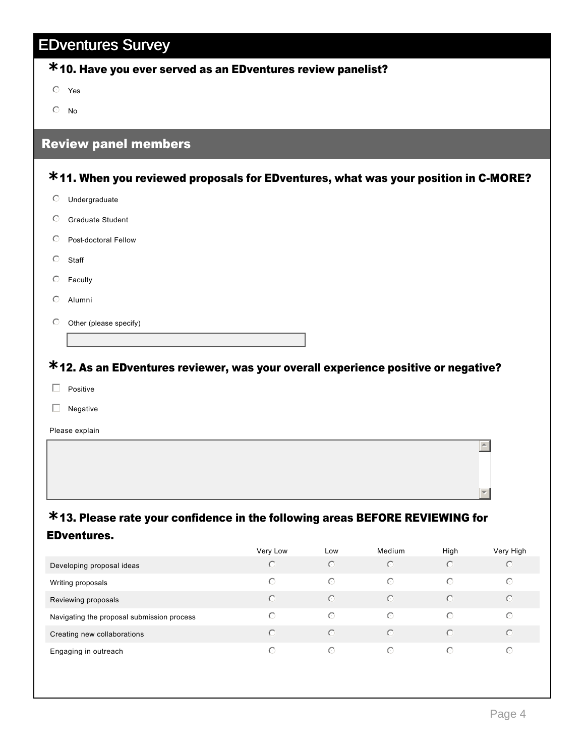# EDventures Survey

**\*10. Have you ever served as an EDventures review panelist?**

- Yes
- No

## Review panel members

**\*11. When you reviewed proposals for EDventures, what was your position in C-MORE?**

- Undergraduate
- Graduate Student
- Post-doctoral Fellow
- Staff
- Faculty
- Alumni
- Other (please specify)

**\*12. As an EDventures reviewer, was your overall experience positive or negative?**

- Positive
- Negative

Please explain

**\*13. Please rate your confidence in the following areas BEFORE REVIEWING for EDventures.**

| | Very Low | Low | Medium | High | Very High |
|---|---|---|---|---|---|
| Developing proposal ideas | | | | | |
| Writing proposals | | | | | |
| Reviewing proposals | | | | | |
| Navigating the proposal submission process | | | | | |
| Creating new collaborations | | | | | |
| Engaging in outreach | | | | | |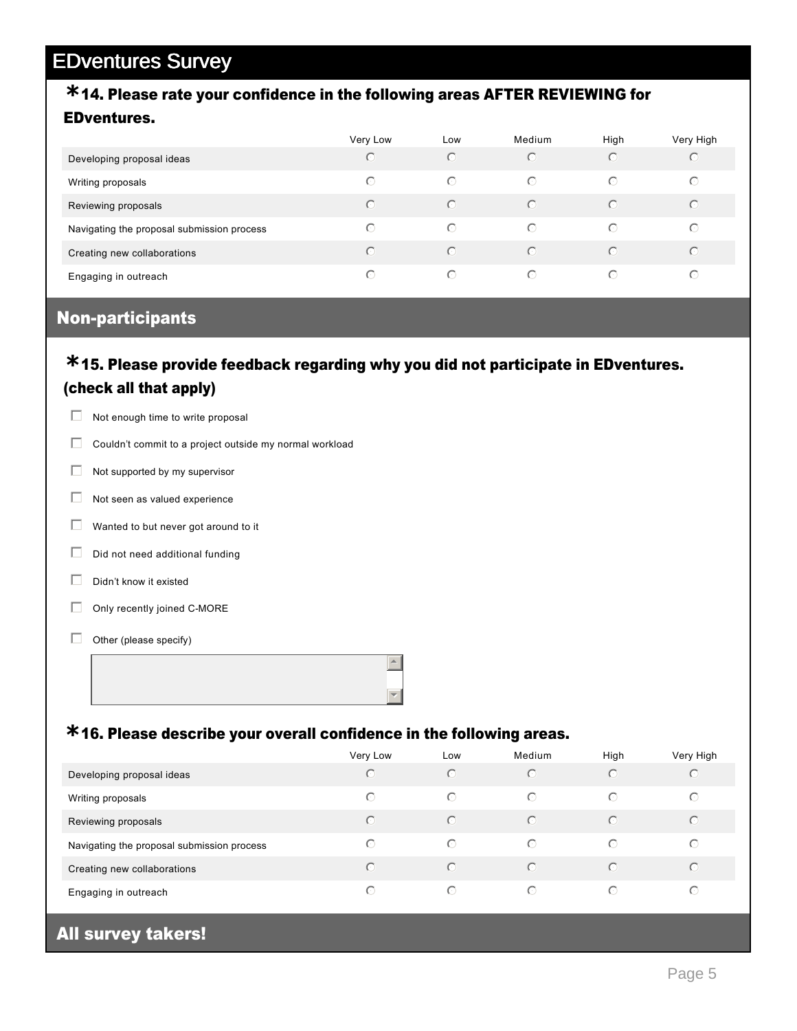# EDventures Survey

## *14. Please rate your confidence in the following areas AFTER REVIEWING for EDventures.

| | Very Low | Low | Medium | High | Very High |
|---|---|---|---|---|---|
| Developing proposal ideas | ○ | ○ | ○ | ○ | ○ |
| Writing proposals | ○ | ○ | ○ | ○ | ○ |
| Reviewing proposals | ○ | ○ | ○ | ○ | ○ |
| Navigating the proposal submission process | ○ | ○ | ○ | ○ | ○ |
| Creating new collaborations | ○ | ○ | ○ | ○ | ○ |
| Engaging in outreach | ○ | ○ | ○ | ○ | ○ |

## Non-participants

## *15. Please provide feedback regarding why you did not participate in EDventures. (check all that apply)

- ☐ Not enough time to write proposal
- ☐ Couldn't commit to a project outside my normal workload
- ☐ Not supported by my supervisor
- ☐ Not seen as valued experience
- ☐ Wanted to but never got around to it
- ☐ Did not need additional funding
- ☐ Didn't know it existed
- ☐ Only recently joined C-MORE
- ☐ Other (please specify)

## *16. Please describe your overall confidence in the following areas.

| | Very Low | Low | Medium | High | Very High |
|---|---|---|---|---|---|
| Developing proposal ideas | ○ | ○ | ○ | ○ | ○ |
| Writing proposals | ○ | ○ | ○ | ○ | ○ |
| Reviewing proposals | ○ | ○ | ○ | ○ | ○ |
| Navigating the proposal submission process | ○ | ○ | ○ | ○ | ○ |
| Creating new collaborations | ○ | ○ | ○ | ○ | ○ |
| Engaging in outreach | ○ | ○ | ○ | ○ | ○ |

## All survey takers!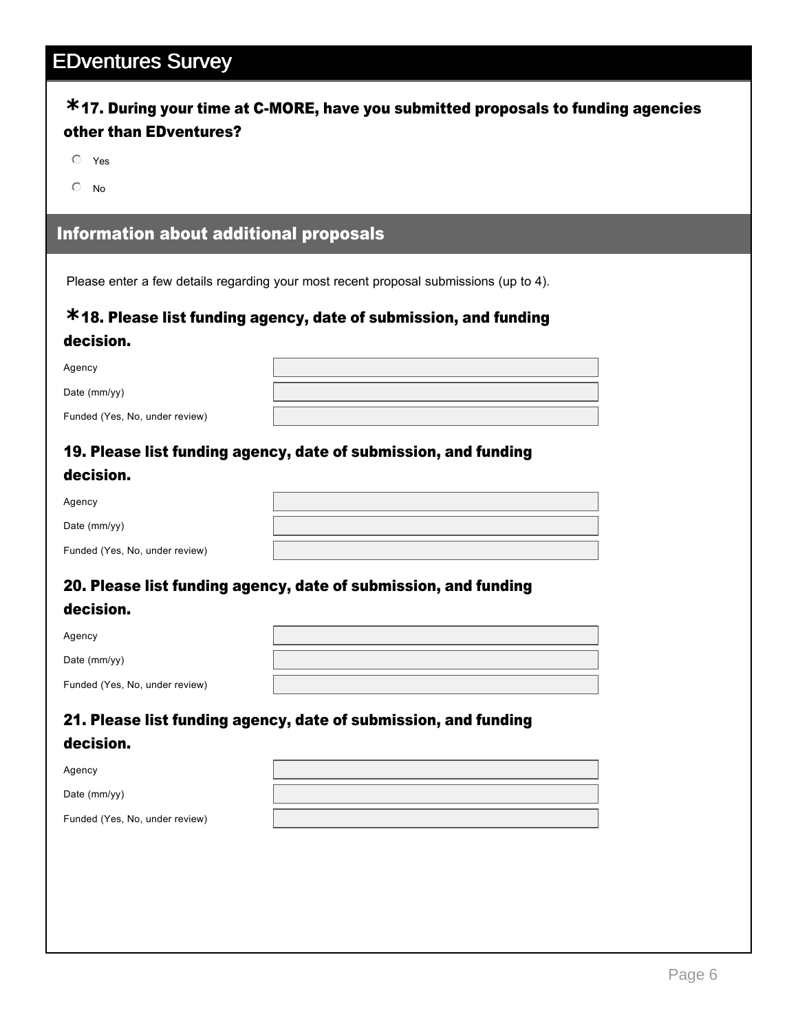# EDventures Survey

**\*17. During your time at C-MORE, have you submitted proposals to funding agencies other than EDventures?**

- Yes
- No

## Information about additional proposals

Please enter a few details regarding your most recent proposal submissions (up to 4).

**\*18. Please list funding agency, date of submission, and funding decision.**

| | |
|---|---|
| Agency | |
| Date (mm/yy) | |
| Funded (Yes, No, under review) | |

**19. Please list funding agency, date of submission, and funding decision.**

| | |
|---|---|
| Agency | |
| Date (mm/yy) | |
| Funded (Yes, No, under review) | |

**20. Please list funding agency, date of submission, and funding decision.**

| | |
|---|---|
| Agency | |
| Date (mm/yy) | |
| Funded (Yes, No, under review) | |

**21. Please list funding agency, date of submission, and funding decision.**

| | |
|---|---|
| Agency | |
| Date (mm/yy) | |
| Funded (Yes, No, under review) | |